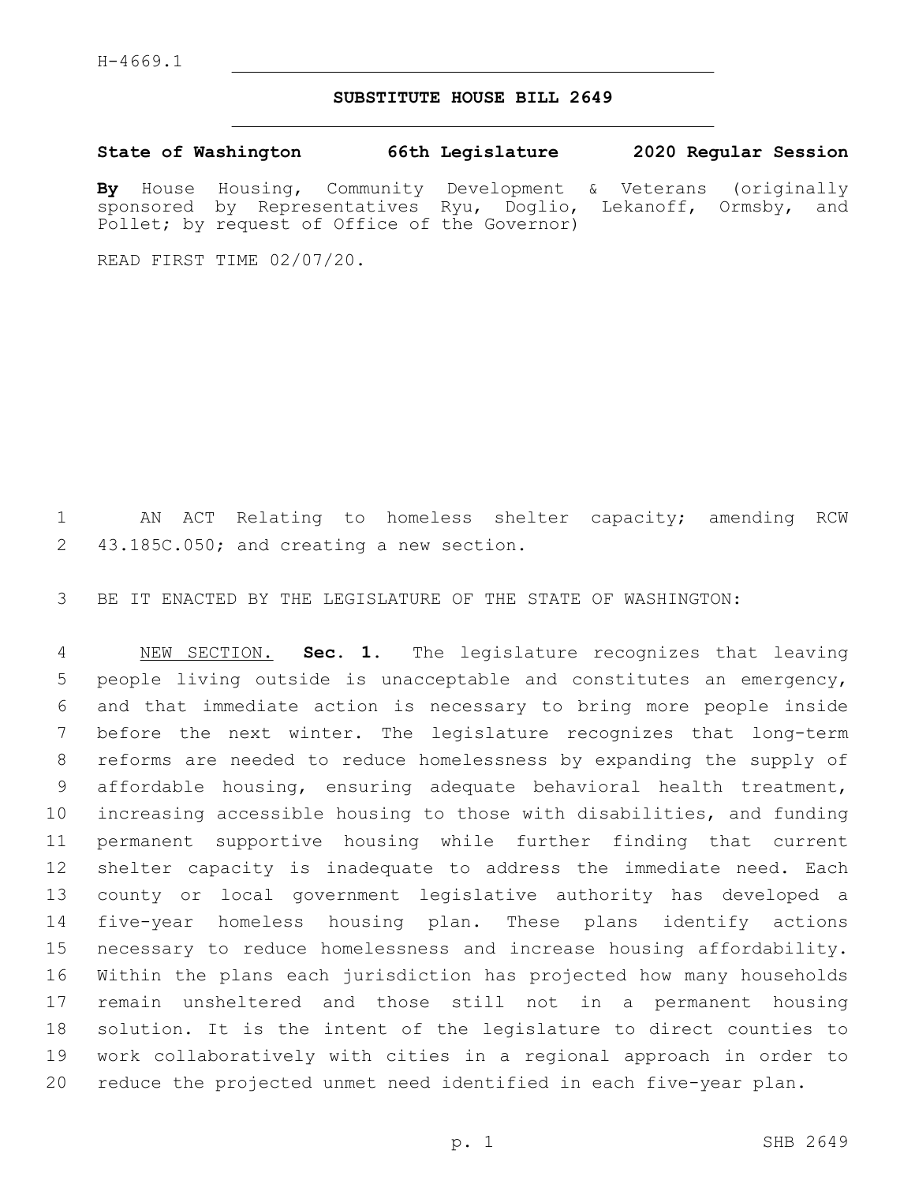H-4669.1

# SUBSTITUTE HOUSE BILL 2649

**State of Washington 66th Legislature 2020 Regular Session**

**By** House Housing, Community Development & Veterans (originally sponsored by Representatives Ryu, Doglio, Lekanoff, Ormsby, and Pollet; by request of Office of the Governor)

READ FIRST TIME 02/07/20.

AN ACT Relating to homeless shelter capacity; amending RCW 43.185C.050; and creating a new section.

BE IT ENACTED BY THE LEGISLATURE OF THE STATE OF WASHINGTON:

NEW SECTION. **Sec. 1.** The legislature recognizes that leaving people living outside is unacceptable and constitutes an emergency, and that immediate action is necessary to bring more people inside before the next winter. The legislature recognizes that long-term reforms are needed to reduce homelessness by expanding the supply of affordable housing, ensuring adequate behavioral health treatment, increasing accessible housing to those with disabilities, and funding permanent supportive housing while further finding that current shelter capacity is inadequate to address the immediate need. Each county or local government legislative authority has developed a five-year homeless housing plan. These plans identify actions necessary to reduce homelessness and increase housing affordability. Within the plans each jurisdiction has projected how many households remain unsheltered and those still not in a permanent housing solution. It is the intent of the legislature to direct counties to work collaboratively with cities in a regional approach in order to reduce the projected unmet need identified in each five-year plan.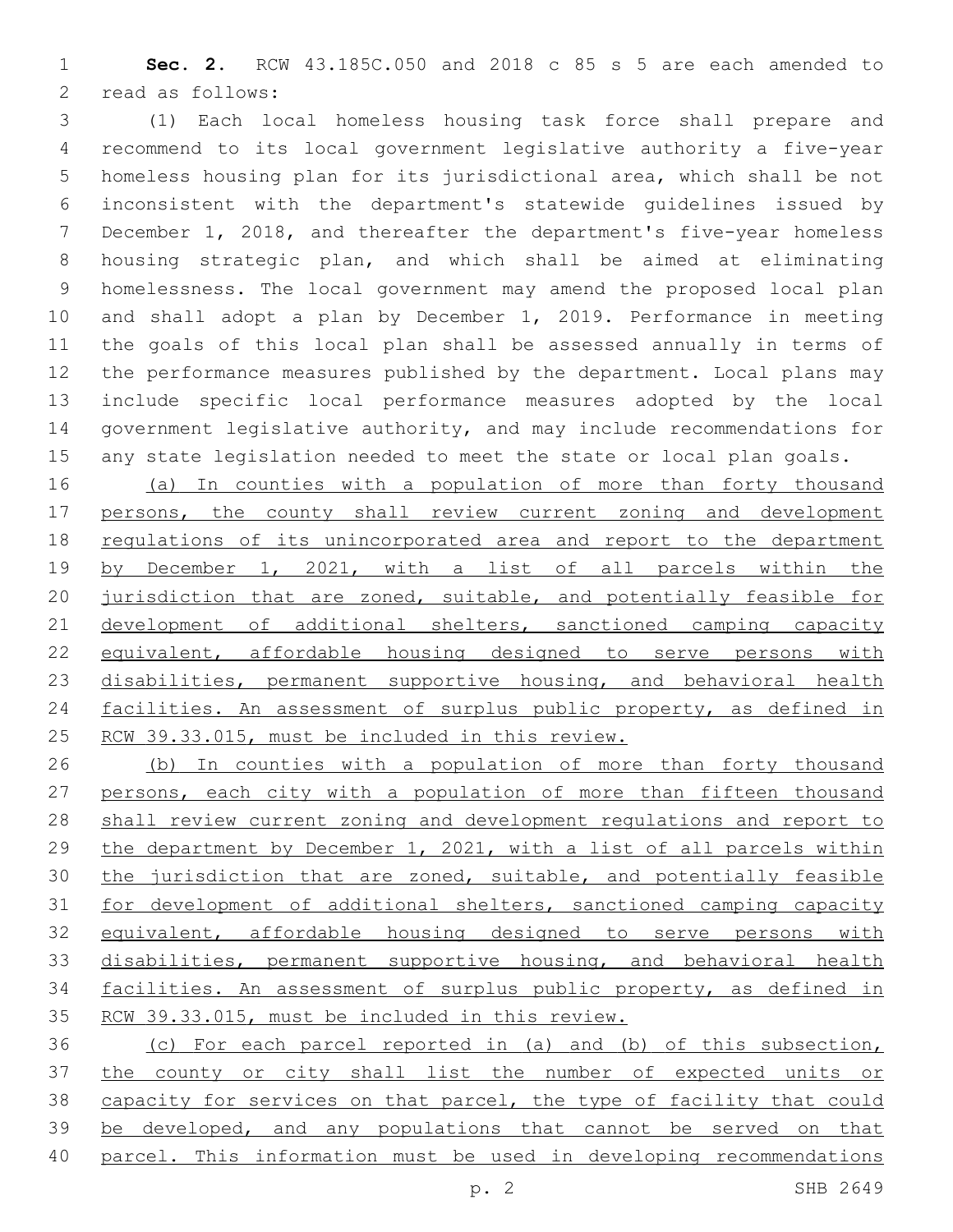**Sec. 2.** RCW 43.185C.050 and 2018 c 85 s 5 are each amended to read as follows:

(1) Each local homeless housing task force shall prepare and recommend to its local government legislative authority a five-year homeless housing plan for its jurisdictional area, which shall be not inconsistent with the department's statewide guidelines issued by December 1, 2018, and thereafter the department's five-year homeless housing strategic plan, and which shall be aimed at eliminating homelessness. The local government may amend the proposed local plan and shall adopt a plan by December 1, 2019. Performance in meeting the goals of this local plan shall be assessed annually in terms of the performance measures published by the department. Local plans may include specific local performance measures adopted by the local government legislative authority, and may include recommendations for any state legislation needed to meet the state or local plan goals.

(a) In counties with a population of more than forty thousand persons, the county shall review current zoning and development regulations of its unincorporated area and report to the department by December 1, 2021, with a list of all parcels within the jurisdiction that are zoned, suitable, and potentially feasible for development of additional shelters, sanctioned camping capacity equivalent, affordable housing designed to serve persons with disabilities, permanent supportive housing, and behavioral health facilities. An assessment of surplus public property, as defined in RCW 39.33.015, must be included in this review.

(b) In counties with a population of more than forty thousand persons, each city with a population of more than fifteen thousand shall review current zoning and development regulations and report to the department by December 1, 2021, with a list of all parcels within the jurisdiction that are zoned, suitable, and potentially feasible for development of additional shelters, sanctioned camping capacity equivalent, affordable housing designed to serve persons with disabilities, permanent supportive housing, and behavioral health facilities. An assessment of surplus public property, as defined in RCW 39.33.015, must be included in this review.

(c) For each parcel reported in (a) and (b) of this subsection, the county or city shall list the number of expected units or capacity for services on that parcel, the type of facility that could be developed, and any populations that cannot be served on that parcel. This information must be used in developing recommendations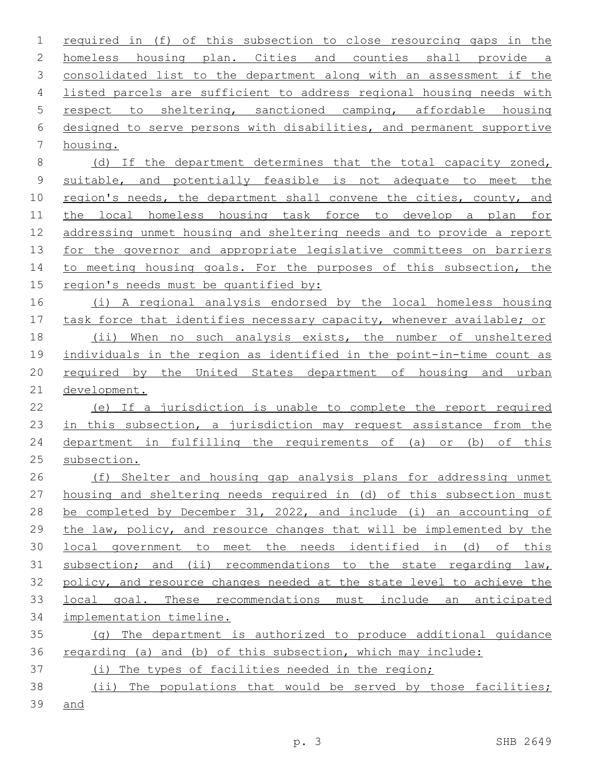required in (f) of this subsection to close resourcing gaps in the homeless housing plan. Cities and counties shall provide a consolidated list to the department along with an assessment if the listed parcels are sufficient to address regional housing needs with respect to sheltering, sanctioned camping, affordable housing designed to serve persons with disabilities, and permanent supportive housing.

(d) If the department determines that the total capacity zoned, suitable, and potentially feasible is not adequate to meet the region's needs, the department shall convene the cities, county, and the local homeless housing task force to develop a plan for addressing unmet housing and sheltering needs and to provide a report for the governor and appropriate legislative committees on barriers to meeting housing goals. For the purposes of this subsection, the region's needs must be quantified by:

(i) A regional analysis endorsed by the local homeless housing task force that identifies necessary capacity, whenever available; or

(ii) When no such analysis exists, the number of unsheltered individuals in the region as identified in the point-in-time count as required by the United States department of housing and urban development.

(e) If a jurisdiction is unable to complete the report required in this subsection, a jurisdiction may request assistance from the department in fulfilling the requirements of (a) or (b) of this subsection.

(f) Shelter and housing gap analysis plans for addressing unmet housing and sheltering needs required in (d) of this subsection must be completed by December 31, 2022, and include (i) an accounting of the law, policy, and resource changes that will be implemented by the local government to meet the needs identified in (d) of this subsection; and (ii) recommendations to the state regarding law, policy, and resource changes needed at the state level to achieve the local goal. These recommendations must include an anticipated implementation timeline.

(g) The department is authorized to produce additional guidance regarding (a) and (b) of this subsection, which may include:

(i) The types of facilities needed in the region;

(ii) The populations that would be served by those facilities; and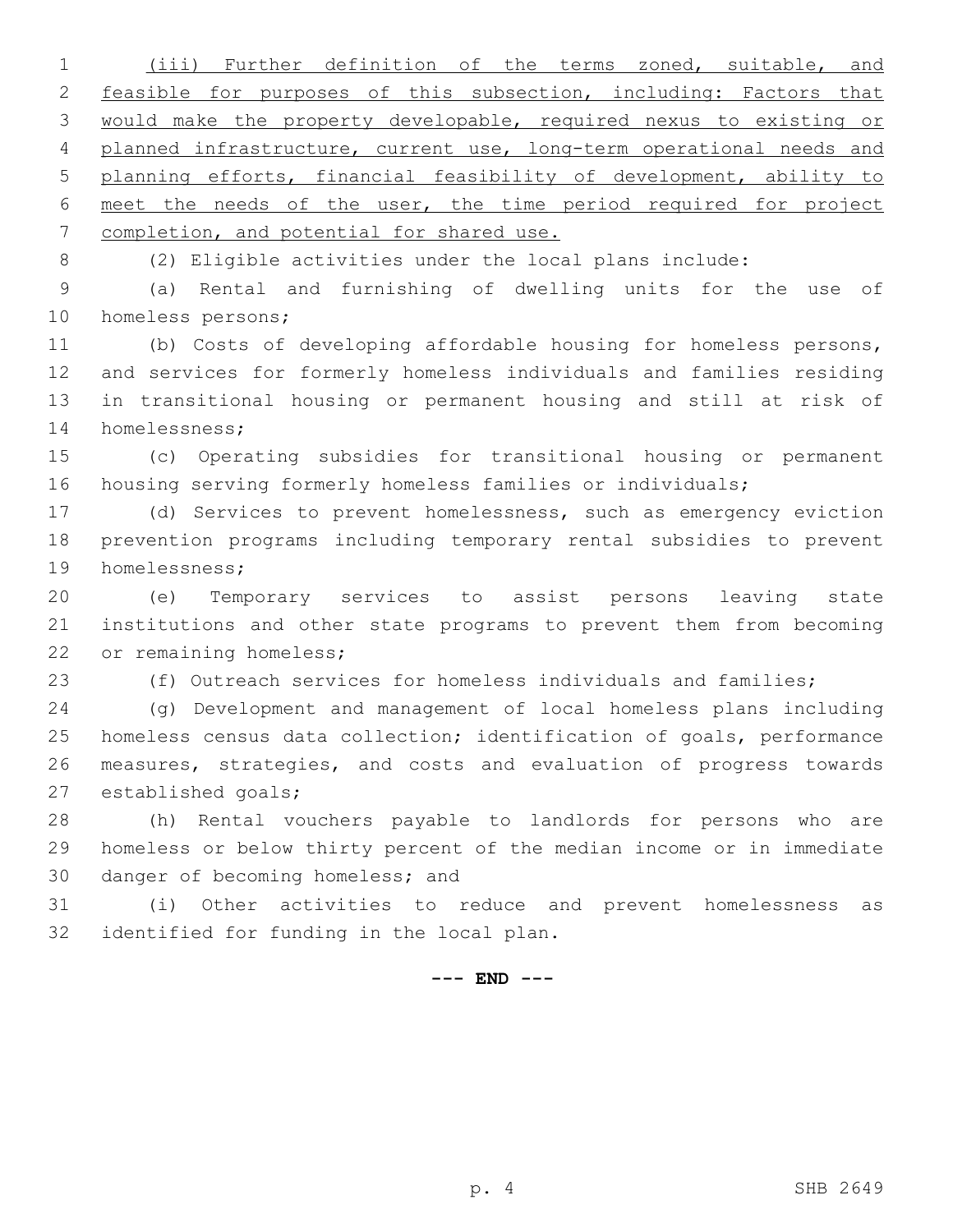<u>(iii) Further definition of the terms zoned, suitable, and feasible for purposes of this subsection, including: Factors that would make the property developable, required nexus to existing or planned infrastructure, current use, long-term operational needs and planning efforts, financial feasibility of development, ability to meet the needs of the user, the time period required for project completion, and potential for shared use.</u>

(2) Eligible activities under the local plans include:

(a) Rental and furnishing of dwelling units for the use of homeless persons;

(b) Costs of developing affordable housing for homeless persons, and services for formerly homeless individuals and families residing in transitional housing or permanent housing and still at risk of homelessness;

(c) Operating subsidies for transitional housing or permanent housing serving formerly homeless families or individuals;

(d) Services to prevent homelessness, such as emergency eviction prevention programs including temporary rental subsidies to prevent homelessness;

(e) Temporary services to assist persons leaving state institutions and other state programs to prevent them from becoming or remaining homeless;

(f) Outreach services for homeless individuals and families;

(g) Development and management of local homeless plans including homeless census data collection; identification of goals, performance measures, strategies, and costs and evaluation of progress towards established goals;

(h) Rental vouchers payable to landlords for persons who are homeless or below thirty percent of the median income or in immediate danger of becoming homeless; and

(i) Other activities to reduce and prevent homelessness as identified for funding in the local plan.

**--- END ---**